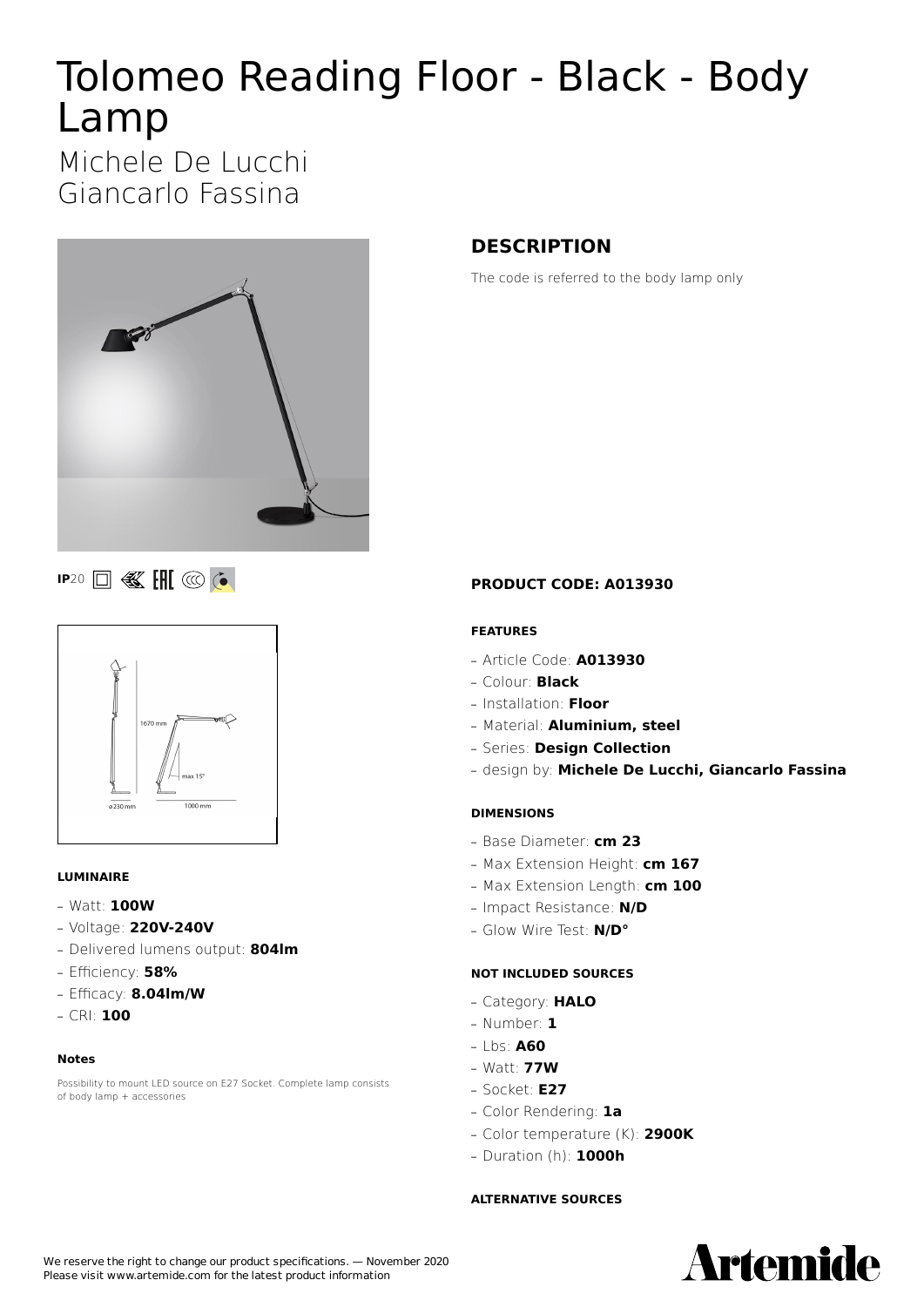# Tolomeo Reading Floor - Black - Body Lamp

Michele De Lucchi
Giancarlo Fassina

IP20

## DESCRIPTION

The code is referred to the body lamp only

### PRODUCT CODE: A013930

#### FEATURES

- Article Code: **A013930**
- Colour: **Black**
- Installation: **Floor**
- Material: **Aluminium, steel**
- Series: **Design Collection**
- design by: **Michele De Lucchi, Giancarlo Fassina**

#### DIMENSIONS

- Base Diameter: **cm 23**
- Max Extension Height: **cm 167**
- Max Extension Length: **cm 100**
- Impact Resistance: **N/D**
- Glow Wire Test: **N/D°**

#### NOT INCLUDED SOURCES

- Category: **HALO**
- Number: **1**
- Lbs: **A60**
- Watt: **77W**
- Socket: **E27**
- Color Rendering: **1a**
- Color temperature (K): **2900K**
- Duration (h): **1000h**

#### ALTERNATIVE SOURCES

#### LUMINAIRE

- Watt: **100W**
- Voltage: **220V-240V**
- Delivered lumens output: **804lm**
- Efficiency: **58%**
- Efficacy: **8.04lm/W**
- CRI: **100**

#### Notes

Possibility to mount LED source on E27 Socket. Complete lamp consists of body lamp + accessories

We reserve the right to change our product specifications. — November 2020
Please visit www.artemide.com for the latest product information

Artemide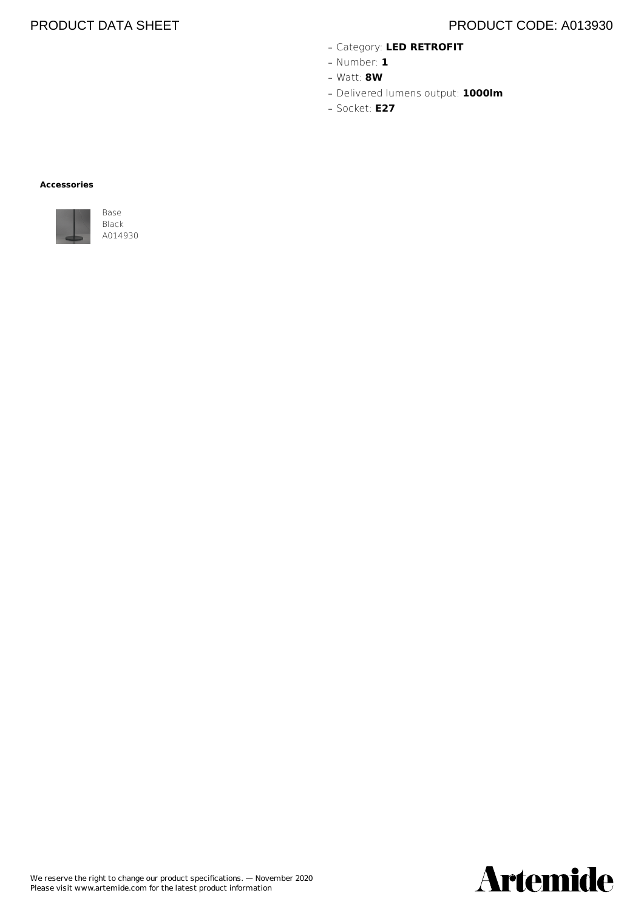PRODUCT DATA SHEET

PRODUCT CODE: A013930

- Category: **LED RETROFIT**
- Number: **1**
- Watt: **8W**
- Delivered lumens output: **1000lm**
- Socket: **E27**

**Accessories**

Base
Black
A014930

We reserve the right to change our product specifications. — November 2020
Please visit www.artemide.com for the latest product information

Artemide